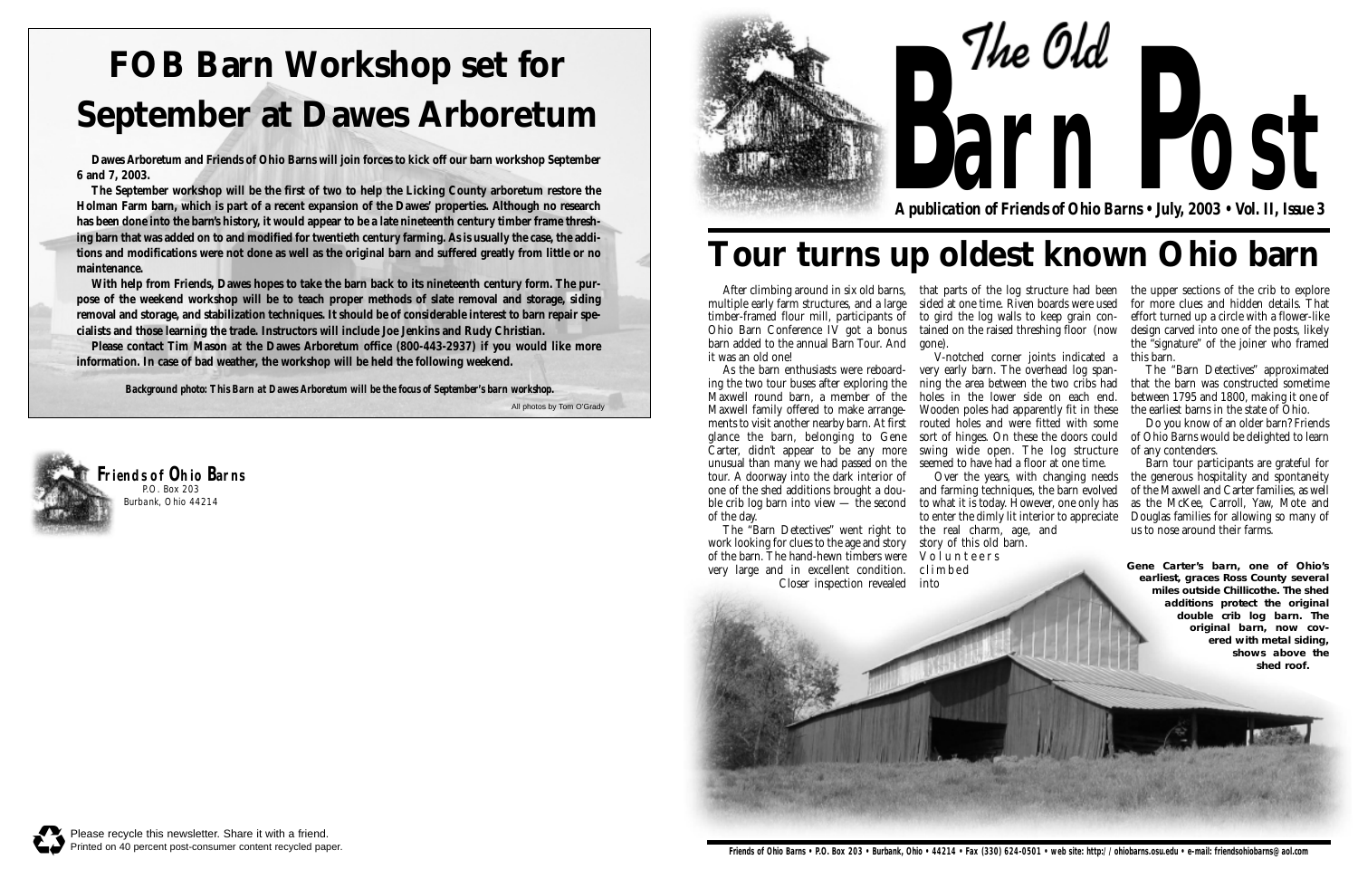# FOB Barn Workshop set for September at Dawes Arboretum

**Dawes Arboretum and Friends of Ohio Barns will join forces to kick off our barn workshop September 6 and 7, 2003.**

**The September workshop will be the first of two to help the Licking County arboretum restore the Holman Farm barn, which is part of a recent expansion of the Dawes' properties. Although no research has been done into the barn's history, it would appear to be a late nineteenth century timber frame threshing barn that was added on to and modified for twentieth century farming. As is usually the case, the additions and modifications were not done as well as the original barn and suffered greatly from little or no maintenance.**

**With help from Friends, Dawes hopes to take the barn back to its nineteenth century form. The purpose of the weekend workshop will be to teach proper methods of slate removal and storage, siding removal and storage, and stabilization techniques. It should be of considerable interest to barn repair specialists and those learning the trade. Instructors will include Joe Jenkins and Rudy Christian.**

**Please contact Tim Mason at the Dawes Arboretum office (800-443-2937) if you would like more information. In case of bad weather, the workshop will be held the following weekend.**

***Background photo: This Barn at Dawes Arboretum will be the focus of September's barn workshop.***

All photos by Tom O'Grady

**Friends of Ohio Barns**
P.O. Box 203
Burbank, Ohio 44214

Please recycle this newsletter. Share it with a friend.
Printed on 40 percent post-consumer content recycled paper.

# The Old Barn Post

**A publication of Friends of Ohio Barns • July, 2003 • Vol. II, Issue 3**

# Tour turns up oldest known Ohio barn

After climbing around in six old barns, multiple early farm structures, and a large timber-framed flour mill, participants of Ohio Barn Conference IV got a bonus barn added to the annual Barn Tour. And it was an old one!

As the barn enthusiasts were reboarding the two tour buses after exploring the Maxwell round barn, a member of the Maxwell family offered to make arrangements to visit another nearby barn. At first glance the barn, belonging to Gene Carter, didn't appear to be any more unusual than many we had passed on the tour. A doorway into the dark interior of one of the shed additions brought a double crib log barn into view — the second of the day.

The "Barn Detectives" went right to work looking for clues to the age and story of the barn. The hand-hewn timbers were very large and in excellent condition. Closer inspection revealed that parts of the log structure had been sided at one time. Riven boards were used to gird the log walls to keep grain contained on the raised threshing floor (now gone).

V-notched corner joints indicated a very early barn. The overhead log spanning the area between the two cribs had holes in the lower side on each end. Wooden poles had apparently fit in these routed holes and were fitted with some sort of hinges. On these the doors could swing wide open. The log structure seemed to have had a floor at one time.

Over the years, with changing needs and farming techniques, the barn evolved to what it is today. However, one only has to enter the dimly lit interior to appreciate the real charm, age, and story of this old barn.

Volunteers climbed into the upper sections of the crib to explore for more clues and hidden details. That effort turned up a circle with a flower-like design carved into one of the posts, likely the "signature" of the joiner who framed this barn.

The "Barn Detectives" approximated that the barn was constructed sometime between 1795 and 1800, making it one of the earliest barns in the state of Ohio.

Do you know of an older barn? Friends of Ohio Barns would be delighted to learn of any contenders.

Barn tour participants are grateful for the generous hospitality and spontaneity of the Maxwell and Carter families, as well as the McKee, Carroll, Yaw, Mote and Douglas families for allowing so many of us to nose around their farms.

**Gene Carter's barn, one of Ohio's earliest, graces Ross County several miles outside Chillicothe. The shed additions protect the original double crib log barn. The original barn, now covered with metal siding, shows above the shed roof.**

Friends of Ohio Barns • P.O. Box 203 • Burbank, Ohio • 44214 • Fax (330) 624-0501 • web site: http://ohiobarns.osu.edu • e-mail: friendsohiobarns@aol.com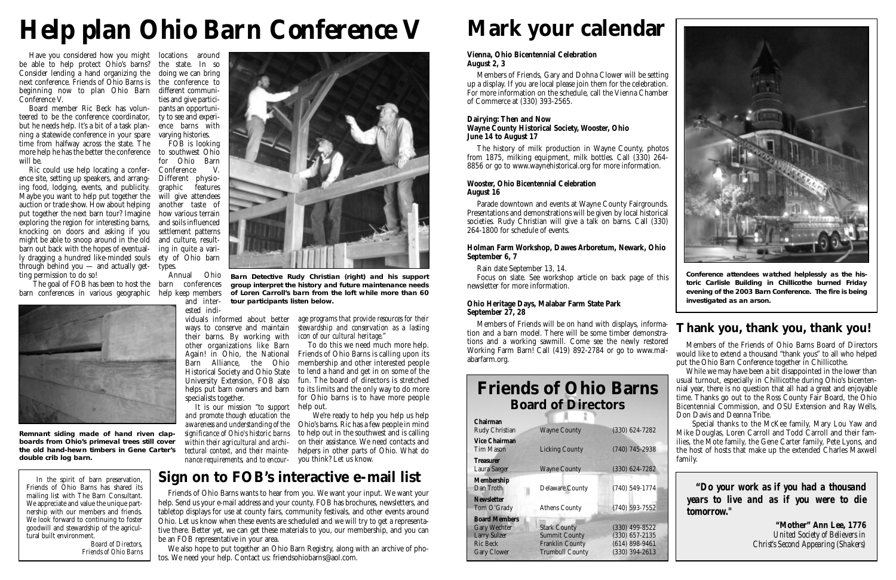# Help plan Ohio Barn Conference V

Have you considered how you might be able to help protect Ohio's barns? Consider lending a hand organizing the next conference. Friends of Ohio Barns is beginning now to plan Ohio Barn Conference V.

Board member Ric Beck has volunteered to be the conference coordinator, but he needs help. It's a bit of a task planning a statewide conference in your spare time from halfway across the state. The more help he has the better the conference will be.

Ric could use help locating a conference site, setting up speakers, and arranging food, lodging, events, and publicity. Maybe you want to help put together the auction or trade show. How about helping put together the next barn tour? Imagine exploring the region for interesting barns, knocking on doors and asking if you might be able to snoop around in the old barn out back with the hopes of eventually dragging a hundred like-minded souls through behind you — and actually getting permission to do so!

The goal of FOB has been to host the barn conferences in various geographic locations around the state. In so doing we can bring the conference to different communities and give participants an opportunity to see and experience barns with varying histories.

FOB is looking to southwest Ohio for Ohio Barn Conference V. Different physiographic features will give attendees another taste of how various terrain and soils influenced settlement patterns and culture, resulting in quite a variety of Ohio barn types.

Annual Ohio barn conferences help keep members and interested individuals informed about better ways to conserve and maintain their barns. By working with other organizations like Barn Again! in Ohio, the National Barn Alliance, the Ohio Historical Society and Ohio State University Extension, FOB also helps put barn owners and barn specialists together.

It is our mission *"to support and promote though education the awareness and understanding of the significance of Ohio's historic barns within their agricultural and architectural context, and their maintenance requirements, and to encourage programs that provide resources for their stewardship and conservation as a lasting icon of our cultural heritage."*

To do this we need much more help. Friends of Ohio Barns is calling upon its membership and other interested people to lend a hand and get in on some of the fun. The board of directors is stretched to its limits and the only way to do more for Ohio barns is to have more people help out.

We're ready to help you help us help Ohio's barns. Ric has a few people in mind to help out in the southwest and is calling on their assistance. We need contacts and helpers in other parts of Ohio. What do you think? Let us know.

**Barn Detective Rudy Christian (right) and his support group interpret the history and future maintenance needs of Loren Carroll's barn from the loft while more than 60 tour participants listen below.**

**Remnant siding made of hand riven clapboards from Ohio's primeval trees still cover the old hand-hewn timbers in Gene Carter's double crib log barn.**

In the spirit of barn preservation, Friends of Ohio Barns has shared its mailing list with The Barn Consultant. We appreciate and value the unique partnership with our members and friends. We look forward to continuing to foster goodwill and stewardship of the agricultural built environment.

*Board of Directors,*
*Friends of Ohio Barns*

## Sign on to FOB's interactive e-mail list

Friends of Ohio Barns wants to hear from you. We want your input. We want your help. Send us your e-mail address and your county. FOB has brochures, newsletters, and tabletop displays for use at county fairs, community festivals, and other events around Ohio. Let us know when these events are scheduled and we will try to get a representative there. Better yet, we can get these materials to you, our membership, and you can be an FOB representative in your area.

We also hope to put together an Ohio Barn Registry, along with an archive of photos. We need your help. Contact us: friendsohiobarns@aol.com.

# Mark your calendar

**Vienna, Ohio Bicentennial Celebration**
**August 2, 3**

Members of Friends, Gary and Dohna Clower will be setting up a display. If you are local please join them for the celebration. For more information on the schedule, call the Vienna Chamber of Commerce at (330) 393-2565.

**Dairying: Then and Now**
**Wayne County Historical Society, Wooster, Ohio**
**June 14 to August 17**

The history of milk production in Wayne County, photos from 1875, milking equipment, milk bottles. Call (330) 264-8856 or go to www.waynehistorical.org for more information.

**Wooster, Ohio Bicentennial Celebration**
**August 16**

Parade downtown and events at Wayne County Fairgrounds. Presentations and demonstrations will be given by local historical societies. Rudy Christian will give a talk on barns. Call (330) 264-1800 for schedule of events.

**Holman Farm Workshop, Dawes Arboretum, Newark, Ohio**
**September 6, 7**

Rain date September 13, 14.

Focus on slate. See workshop article on back page of this newsletter for more information.

**Ohio Heritage Days, Malabar Farm State Park**
**September 27, 28**

Members of Friends will be on hand with displays, information and a barn model. There will be some timber demonstrations and a working sawmill. Come see the newly restored Working Farm Barn! Call (419) 892-2784 or go to www.malabarfarm.org.

## Friends of Ohio Barns Board of Directors

| | | |
|---|---|---|
| **Chairman** | | |
| Rudy Christian | Wayne County | (330) 624-7282 |
| **Vice Chairman** | | |
| Tim Mason | Licking County | (740) 745-2938 |
| **Treasurer** | | |
| Laura Saeger | Wayne County | (330) 624-7282 |
| **Membership** | | |
| Dan Troth | Delaware County | (740) 549-1774 |
| **Newsletter** | | |
| Tom O'Grady | Athens County | (740) 593-7552 |
| **Board Members** | | |
| Gary Wechter | Stark County | (330) 499-8522 |
| Larry Sulzer | Summit County | (330) 657-2135 |
| Ric Beck | Franklin County | (614) 898-9461 |
| Gary Clower | Trumbull County | (330) 394-2613 |

**Conference attendees watched helplessly as the historic Carlisle Building in Chillicothe burned Friday evening of the 2003 Barn Conference. The fire is being investigated as an arson.**

## Thank you, thank you, thank you!

Members of the Friends of Ohio Barns Board of Directors would like to extend a thousand "thank yous" to all who helped put the Ohio Barn Conference together in Chillicothe.

While we may have been a bit disappointed in the lower than usual turnout, especially in Chillicothe during Ohio's bicentennial year, there is no question that all had a great and enjoyable time. Thanks go out to the Ross County Fair Board, the Ohio Bicentennial Commission, and OSU Extension and Ray Wells, Don Davis and Deanna Tribe.

Special thanks to the McKee family, Mary Lou Yaw and Mike Douglas, Loren Carroll and Todd Carroll and their families, the Mote family, the Gene Carter family, Pete Lyons, and the host of hosts that make up the extended Charles Maxwell family.

> **"Do your work as if you had a thousand years to live and as if you were to die tomorrow."**
>
> **"Mother" Ann Lee, 1776**
> *United Society of Believers in Christ's Second Appearing (Shakers)*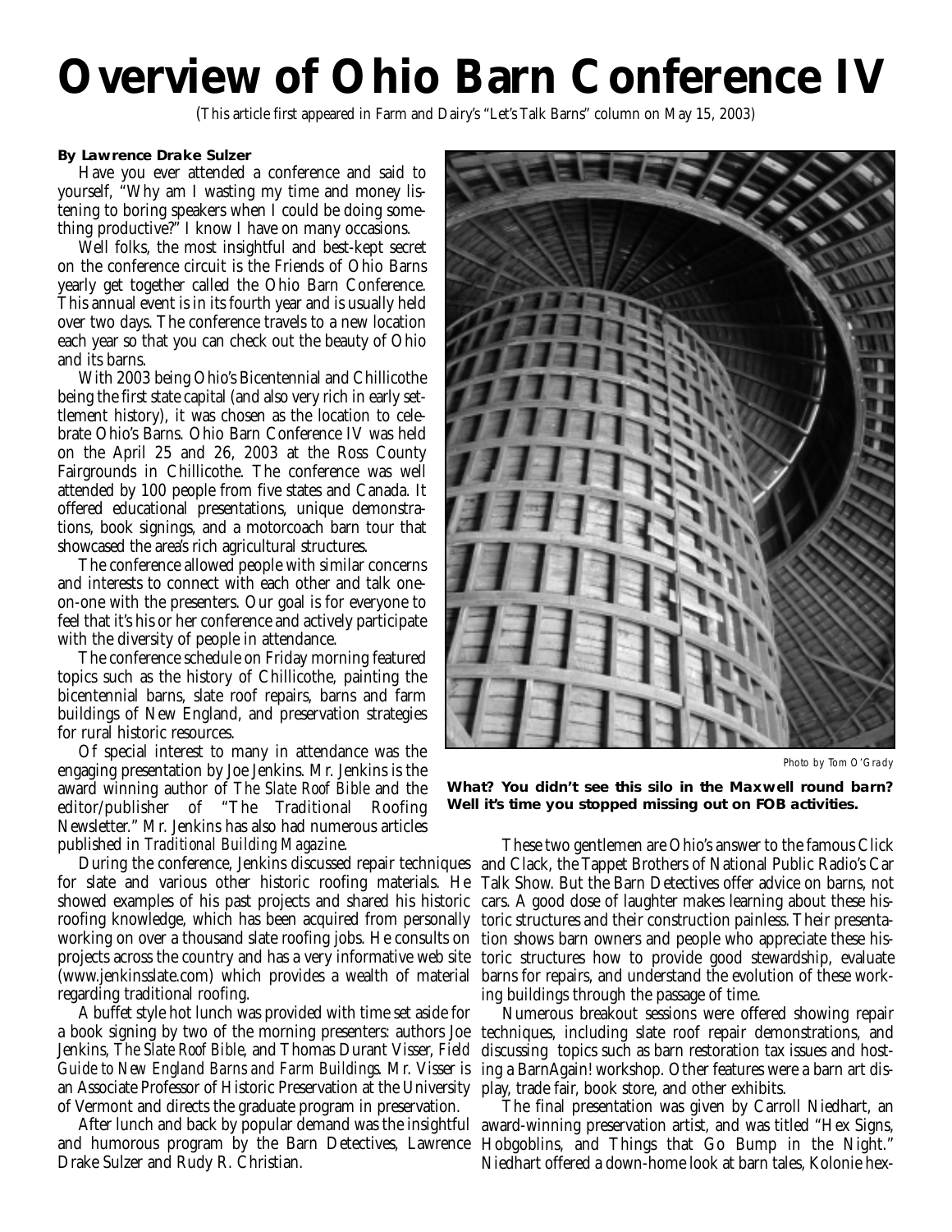# Overview of Ohio Barn Conference IV

(This article first appeared in Farm and Dairy's "Let's Talk Barns" column on May 15, 2003)

**By Lawrence Drake Sulzer**

Have you ever attended a conference and said to yourself, "Why am I wasting my time and money listening to boring speakers when I could be doing something productive?" I know I have on many occasions.

Well folks, the most insightful and best-kept secret on the conference circuit is the Friends of Ohio Barns yearly get together called the Ohio Barn Conference. This annual event is in its fourth year and is usually held over two days. The conference travels to a new location each year so that you can check out the beauty of Ohio and its barns.

With 2003 being Ohio's Bicentennial and Chillicothe being the first state capital (and also very rich in early settlement history), it was chosen as the location to celebrate Ohio's Barns. Ohio Barn Conference IV was held on the April 25 and 26, 2003 at the Ross County Fairgrounds in Chillicothe. The conference was well attended by 100 people from five states and Canada. It offered educational presentations, unique demonstrations, book signings, and a motorcoach barn tour that showcased the area's rich agricultural structures.

The conference allowed people with similar concerns and interests to connect with each other and talk one-on-one with the presenters. Our goal is for everyone to feel that it's his or her conference and actively participate with the diversity of people in attendance.

The conference schedule on Friday morning featured topics such as the history of Chillicothe, painting the bicentennial barns, slate roof repairs, barns and farm buildings of New England, and preservation strategies for rural historic resources.

Of special interest to many in attendance was the engaging presentation by Joe Jenkins. Mr. Jenkins is the award winning author of *The Slate Roof Bible* and the editor/publisher of "The Traditional Roofing Newsletter." Mr. Jenkins has also had numerous articles published in *Traditional Building Magazine*.

During the conference, Jenkins discussed repair techniques for slate and various other historic roofing materials. He showed examples of his past projects and shared his historic roofing knowledge, which has been acquired from personally working on over a thousand slate roofing jobs. He consults on projects across the country and has a very informative web site (www.jenkinsslate.com) which provides a wealth of material regarding traditional roofing.

A buffet style hot lunch was provided with time set aside for a book signing by two of the morning presenters: authors Joe Jenkins, *The Slate Roof Bible*, and Thomas Durant Visser, *Field Guide to New England Barns and Farm Buildings*. Mr. Visser is an Associate Professor of Historic Preservation at the University of Vermont and directs the graduate program in preservation.

After lunch and back by popular demand was the insightful and humorous program by the Barn Detectives, Lawrence Drake Sulzer and Rudy R. Christian.

Photo by Tom O'Grady

**What? You didn't see this silo in the Maxwell round barn? Well it's time you stopped missing out on FOB activities.**

These two gentlemen are Ohio's answer to the famous Click and Clack, the Tappet Brothers of National Public Radio's Car Talk Show. But the Barn Detectives offer advice on barns, not cars. A good dose of laughter makes learning about these historic structures and their construction painless. Their presentation shows barn owners and people who appreciate these historic structures how to provide good stewardship, evaluate barns for repairs, and understand the evolution of these working buildings through the passage of time.

Numerous breakout sessions were offered showing repair techniques, including slate roof repair demonstrations, and discussing topics such as barn restoration tax issues and hosting a BarnAgain! workshop. Other features were a barn art display, trade fair, book store, and other exhibits.

The final presentation was given by Carroll Niedhart, an award-winning preservation artist, and was titled "Hex Signs, Hobgoblins, and Things that Go Bump in the Night." Niedhart offered a down-home look at barn tales, Kolonie hex-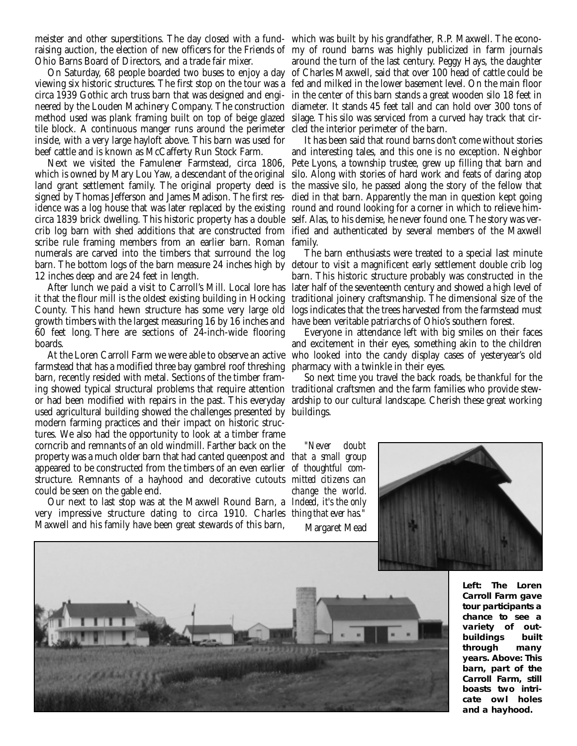meister and other superstitions. The day closed with a fundraising auction, the election of new officers for the Friends of Ohio Barns Board of Directors, and a trade fair mixer.

On Saturday, 68 people boarded two buses to enjoy a day viewing six historic structures. The first stop on the tour was a circa 1939 Gothic arch truss barn that was designed and engineered by the Louden Machinery Company. The construction method used was plank framing built on top of beige glazed tile block. A continuous manger runs around the perimeter inside, with a very large hayloft above. This barn was used for beef cattle and is known as McCafferty Run Stock Farm.

Next we visited the Famulener Farmstead, circa 1806, which is owned by Mary Lou Yaw, a descendant of the original land grant settlement family. The original property deed is signed by Thomas Jefferson and James Madison. The first residence was a log house that was later replaced by the existing circa 1839 brick dwelling. This historic property has a double crib log barn with shed additions that are constructed from scribe rule framing members from an earlier barn. Roman numerals are carved into the timbers that surround the log barn. The bottom logs of the barn measure 24 inches high by 12 inches deep and are 24 feet in length.

After lunch we paid a visit to Carroll's Mill. Local lore has it that the flour mill is the oldest existing building in Hocking County. This hand hewn structure has some very large old growth timbers with the largest measuring 16 by 16 inches and 60 feet long. There are sections of 24-inch-wide flooring boards.

At the Loren Carroll Farm we were able to observe an active farmstead that has a modified three bay gambrel roof threshing barn, recently resided with metal. Sections of the timber framing showed typical structural problems that require attention or had been modified with repairs in the past. This everyday used agricultural building showed the challenges presented by modern farming practices and their impact on historic structures. We also had the opportunity to look at a timber frame corncrib and remnants of an old windmill. Farther back on the property was a much older barn that had canted queenpost and appeared to be constructed from the timbers of an even earlier structure. Remnants of a hayhood and decorative cutouts could be seen on the gable end.

Our next to last stop was at the Maxwell Round Barn, a very impressive structure dating to circa 1910. Charles Maxwell and his family have been great stewards of this barn, which was built by his grandfather, R.P. Maxwell. The economy of round barns was highly publicized in farm journals around the turn of the last century. Peggy Hays, the daughter of Charles Maxwell, said that over 100 head of cattle could be fed and milked in the lower basement level. On the main floor in the center of this barn stands a great wooden silo 18 feet in diameter. It stands 45 feet tall and can hold over 300 tons of silage. This silo was serviced from a curved hay track that circled the interior perimeter of the barn.

It has been said that round barns don't come without stories and interesting tales, and this one is no exception. Neighbor Pete Lyons, a township trustee, grew up filling that barn and silo. Along with stories of hard work and feats of daring atop the massive silo, he passed along the story of the fellow that died in that barn. Apparently the man in question kept going round and round looking for a corner in which to relieve himself. Alas, to his demise, he never found one. The story was verified and authenticated by several members of the Maxwell family.

The barn enthusiasts were treated to a special last minute detour to visit a magnificent early settlement double crib log barn. This historic structure probably was constructed in the later half of the seventeenth century and showed a high level of traditional joinery craftsmanship. The dimensional size of the logs indicates that the trees harvested from the farmstead must have been veritable patriarchs of Ohio's southern forest.

Everyone in attendance left with big smiles on their faces and excitement in their eyes, something akin to the children who looked into the candy display cases of yesteryear's old pharmacy with a twinkle in their eyes.

So next time you travel the back roads, be thankful for the traditional craftsmen and the farm families who provide stewardship to our cultural landscape. Cherish these great working buildings.

*"Never doubt that a small group of thoughtful committed citizens can change the world. Indeed, it's the only thing that ever has."*

Margaret Mead

**Left: The Loren Carroll Farm gave tour participants a chance to see a variety of outbuildings built through many years. Above: This barn, part of the Carroll Farm, still boasts two intricate owl holes and a hayhood.**